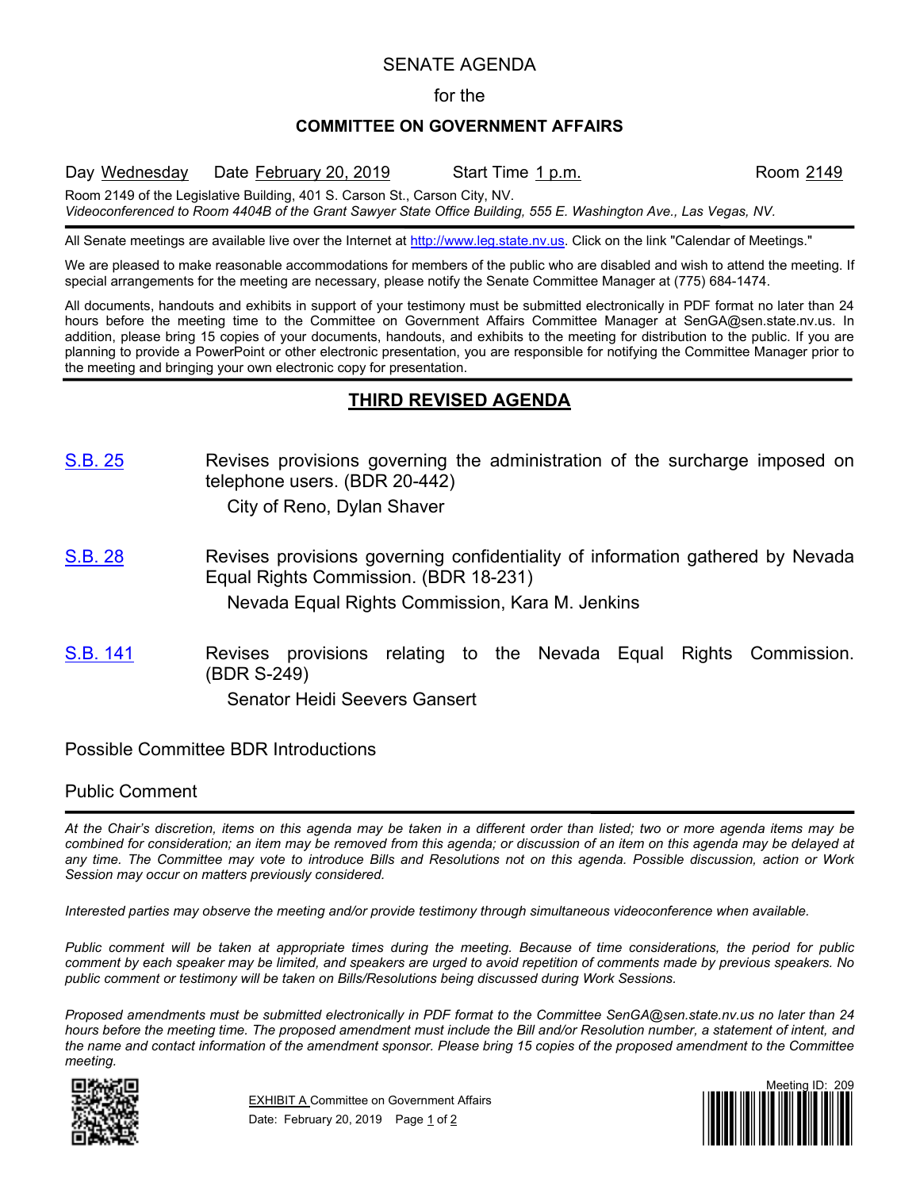# SENATE AGENDA

for the

## COMMITTEE ON GOVERNMENT AFFAIRS

Day Wednesday    Date February 20, 2019    Start Time 1 p.m.    Room 2149

Room 2149 of the Legislative Building, 401 S. Carson St., Carson City, NV.
*Videoconferenced to Room 4404B of the Grant Sawyer State Office Building, 555 E. Washington Ave., Las Vegas, NV.*

All Senate meetings are available live over the Internet at http://www.leg.state.nv.us. Click on the link "Calendar of Meetings."

We are pleased to make reasonable accommodations for members of the public who are disabled and wish to attend the meeting. If special arrangements for the meeting are necessary, please notify the Senate Committee Manager at (775) 684-1474.

All documents, handouts and exhibits in support of your testimony must be submitted electronically in PDF format no later than 24 hours before the meeting time to the Committee on Government Affairs Committee Manager at SenGA@sen.state.nv.us. In addition, please bring 15 copies of your documents, handouts, and exhibits to the meeting for distribution to the public. If you are planning to provide a PowerPoint or other electronic presentation, you are responsible for notifying the Committee Manager prior to the meeting and bringing your own electronic copy for presentation.

## THIRD REVISED AGENDA

**S.B. 25** — Revises provisions governing the administration of the surcharge imposed on telephone users. (BDR 20-442)
City of Reno, Dylan Shaver

**S.B. 28** — Revises provisions governing confidentiality of information gathered by Nevada Equal Rights Commission. (BDR 18-231)
Nevada Equal Rights Commission, Kara M. Jenkins

**S.B. 141** — Revises provisions relating to the Nevada Equal Rights Commission. (BDR S-249)
Senator Heidi Seevers Gansert

Possible Committee BDR Introductions

Public Comment

*At the Chair's discretion, items on this agenda may be taken in a different order than listed; two or more agenda items may be combined for consideration; an item may be removed from this agenda; or discussion of an item on this agenda may be delayed at any time. The Committee may vote to introduce Bills and Resolutions not on this agenda. Possible discussion, action or Work Session may occur on matters previously considered.*

*Interested parties may observe the meeting and/or provide testimony through simultaneous videoconference when available.*

*Public comment will be taken at appropriate times during the meeting. Because of time considerations, the period for public comment by each speaker may be limited, and speakers are urged to avoid repetition of comments made by previous speakers. No public comment or testimony will be taken on Bills/Resolutions being discussed during Work Sessions.*

*Proposed amendments must be submitted electronically in PDF format to the Committee SenGA@sen.state.nv.us no later than 24 hours before the meeting time. The proposed amendment must include the Bill and/or Resolution number, a statement of intent, and the name and contact information of the amendment sponsor. Please bring 15 copies of the proposed amendment to the Committee meeting.*

EXHIBIT A Committee on Government Affairs
Date: February 20, 2019    Page 1 of 2

Meeting ID: 209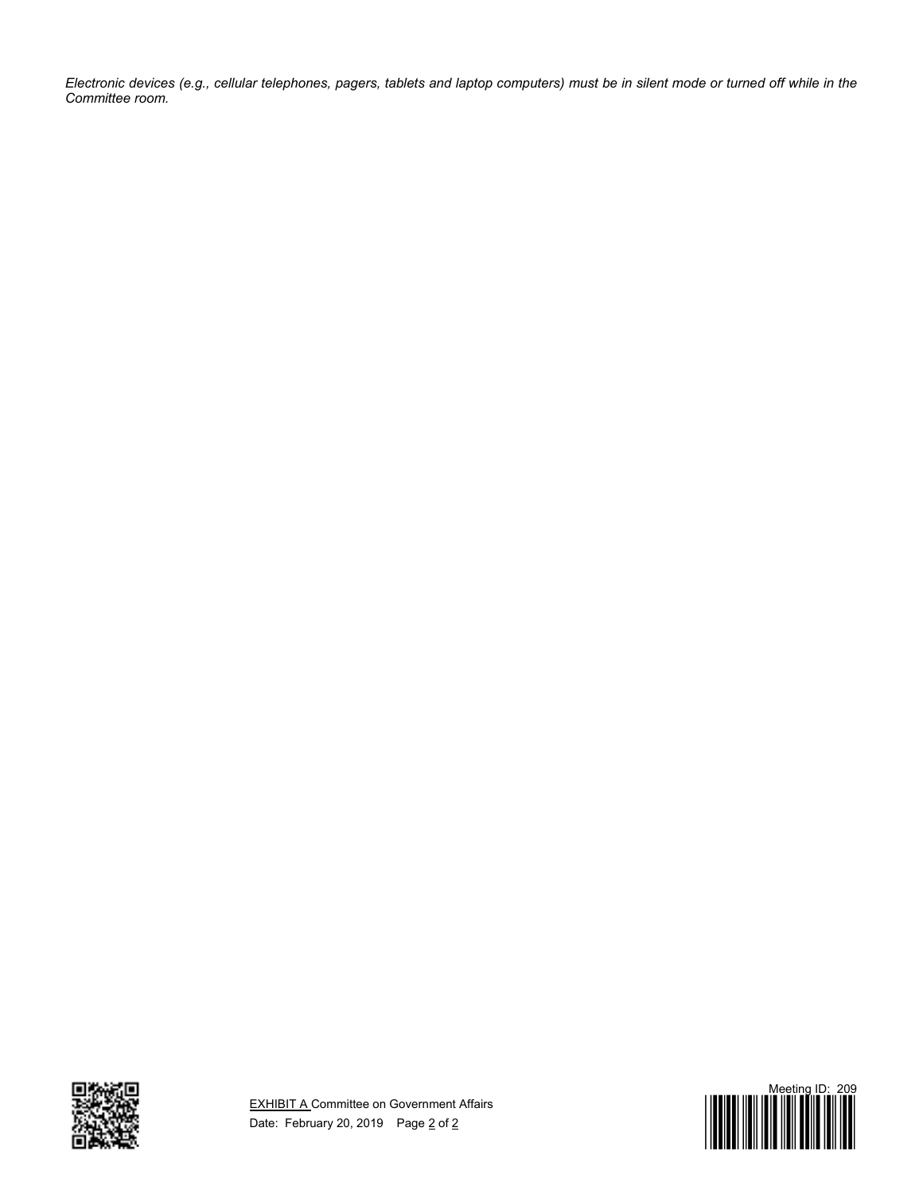*Electronic devices (e.g., cellular telephones, pagers, tablets and laptop computers) must be in silent mode or turned off while in the Committee room.*